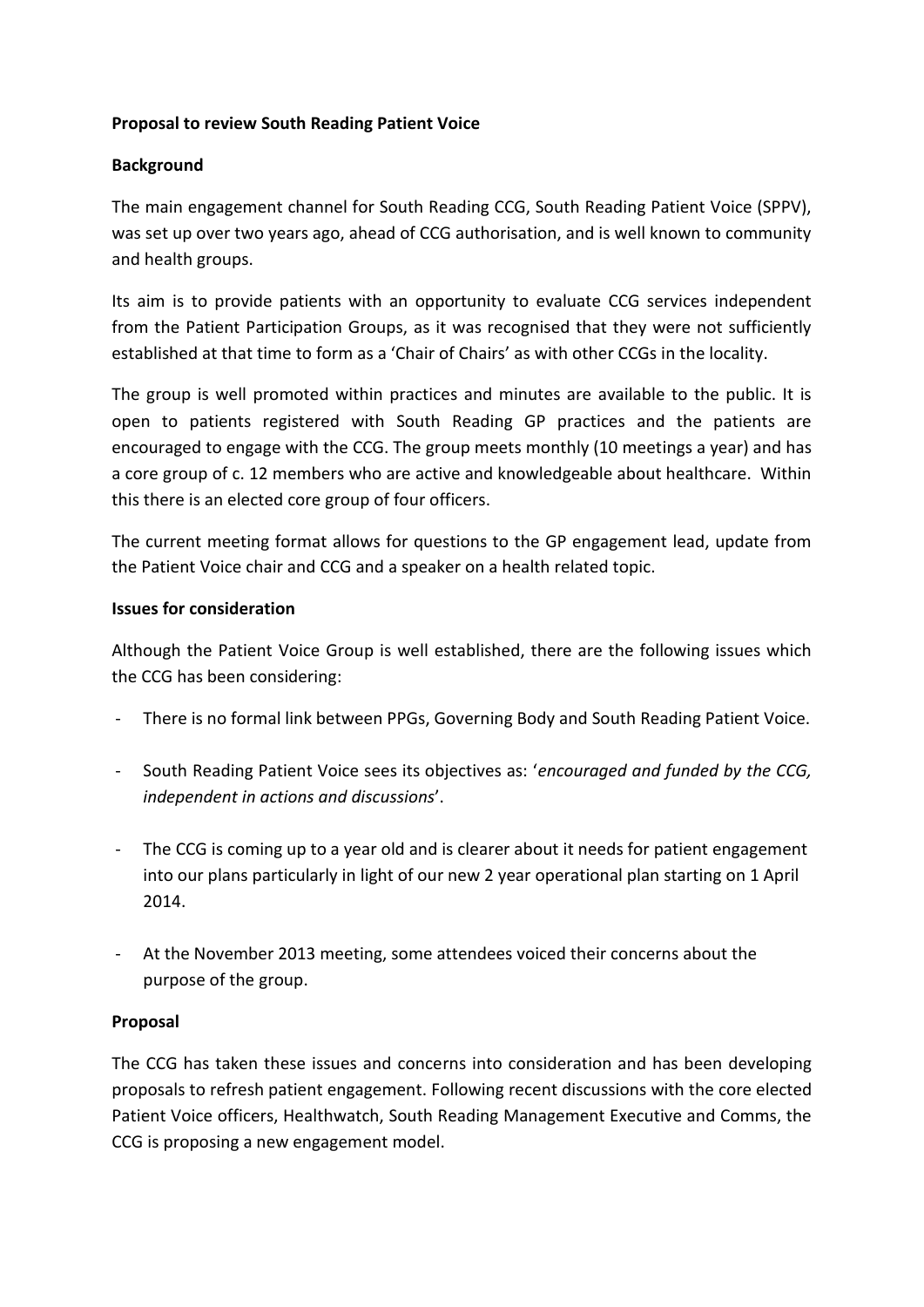**Proposal to review South Reading Patient Voice**

**Background**

The main engagement channel for South Reading CCG, South Reading Patient Voice (SPPV), was set up over two years ago, ahead of CCG authorisation, and is well known to community and health groups.

Its aim is to provide patients with an opportunity to evaluate CCG services independent from the Patient Participation Groups, as it was recognised that they were not sufficiently established at that time to form as a 'Chair of Chairs' as with other CCGs in the locality.

The group is well promoted within practices and minutes are available to the public. It is open to patients registered with South Reading GP practices and the patients are encouraged to engage with the CCG. The group meets monthly (10 meetings a year) and has a core group of c. 12 members who are active and knowledgeable about healthcare. Within this there is an elected core group of four officers.

The current meeting format allows for questions to the GP engagement lead, update from the Patient Voice chair and CCG and a speaker on a health related topic.

**Issues for consideration**

Although the Patient Voice Group is well established, there are the following issues which the CCG has been considering:

- There is no formal link between PPGs, Governing Body and South Reading Patient Voice.
- South Reading Patient Voice sees its objectives as: '*encouraged and funded by the CCG, independent in actions and discussions*'.
- The CCG is coming up to a year old and is clearer about it needs for patient engagement into our plans particularly in light of our new 2 year operational plan starting on 1 April 2014.
- At the November 2013 meeting, some attendees voiced their concerns about the purpose of the group.

**Proposal**

The CCG has taken these issues and concerns into consideration and has been developing proposals to refresh patient engagement. Following recent discussions with the core elected Patient Voice officers, Healthwatch, South Reading Management Executive and Comms, the CCG is proposing a new engagement model.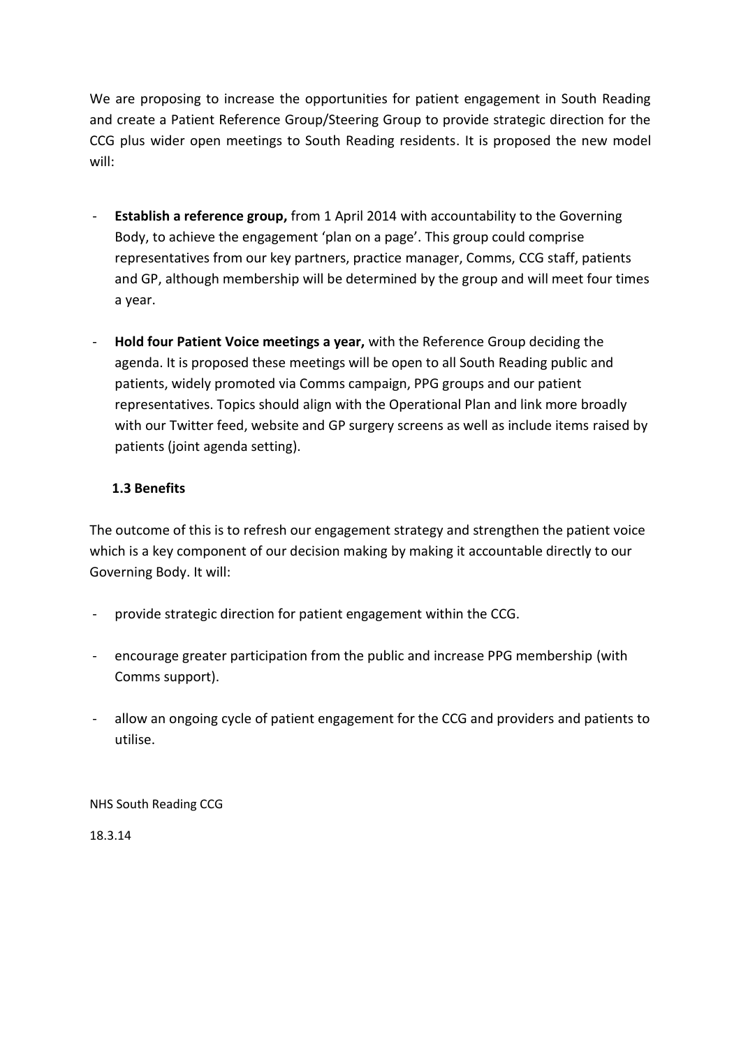We are proposing to increase the opportunities for patient engagement in South Reading and create a Patient Reference Group/Steering Group to provide strategic direction for the CCG plus wider open meetings to South Reading residents. It is proposed the new model will:

- **Establish a reference group,** from 1 April 2014 with accountability to the Governing Body, to achieve the engagement 'plan on a page'. This group could comprise representatives from our key partners, practice manager, Comms, CCG staff, patients and GP, although membership will be determined by the group and will meet four times a year.

- **Hold four Patient Voice meetings a year,** with the Reference Group deciding the agenda. It is proposed these meetings will be open to all South Reading public and patients, widely promoted via Comms campaign, PPG groups and our patient representatives. Topics should align with the Operational Plan and link more broadly with our Twitter feed, website and GP surgery screens as well as include items raised by patients (joint agenda setting).

### 1.3 Benefits

The outcome of this is to refresh our engagement strategy and strengthen the patient voice which is a key component of our decision making by making it accountable directly to our Governing Body. It will:

- provide strategic direction for patient engagement within the CCG.

- encourage greater participation from the public and increase PPG membership (with Comms support).

- allow an ongoing cycle of patient engagement for the CCG and providers and patients to utilise.

NHS South Reading CCG

18.3.14